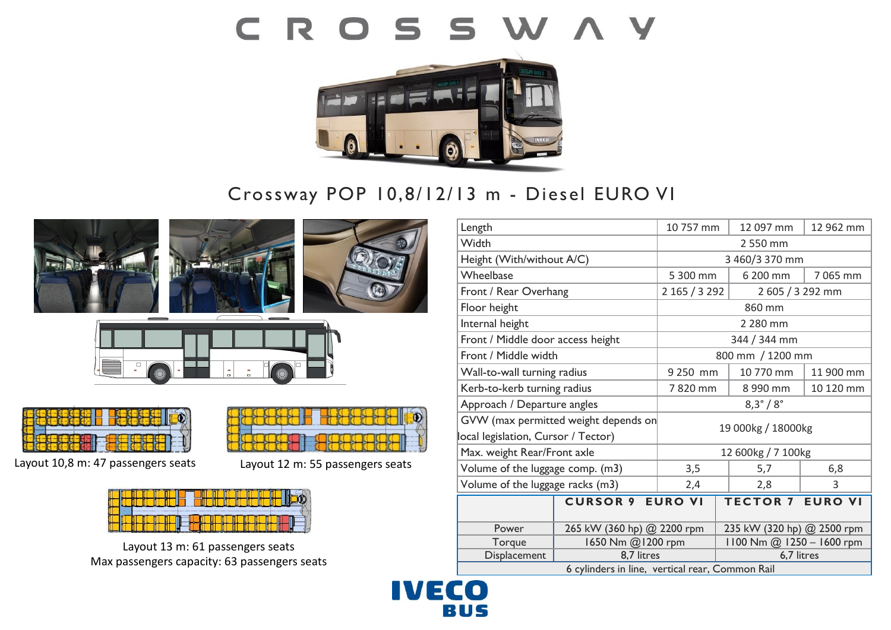# CROSSWAY

## Crossway POP 10,8/12/13 m - Diesel EURO VI

Layout 10,8 m: 47 passengers seats

Layout 12 m: 55 passengers seats

Layout 13 m: 61 passengers seats
Max passengers capacity: 63 passengers seats

| | | | |
|---|---|---|---|
| Length | 10 757 mm | 12 097 mm | 12 962 mm |
| Width | 2 550 mm | | |
| Height (With/without A/C) | 3 460/3 370 mm | | |
| Wheelbase | 5 300 mm | 6 200 mm | 7 065 mm |
| Front / Rear Overhang | 2 165 / 3 292 | 2 605 / 3 292 mm | |
| Floor height | 860 mm | | |
| Internal height | 2 280 mm | | |
| Front / Middle door access height | 344 / 344 mm | | |
| Front / Middle width | 800 mm / 1200 mm | | |
| Wall-to-wall turning radius | 9 250 mm | 10 770 mm | 11 900 mm |
| Kerb-to-kerb turning radius | 7 820 mm | 8 990 mm | 10 120 mm |
| Approach / Departure angles | 8,3° / 8° | | |
| GVW (max permitted weight depends on local legislation, Cursor / Tector) | 19 000kg / 18000kg | | |
| Max. weight Rear/Front axle | 12 600kg / 7 100kg | | |
| Volume of the luggage comp. (m3) | 3,5 | 5,7 | 6,8 |
| Volume of the luggage racks (m3) | 2,4 | 2,8 | 3 |

| | CURSOR 9 EURO VI | TECTOR 7 EURO VI |
|---|---|---|
| Power | 265 kW (360 hp) @ 2200 rpm | 235 kW (320 hp) @ 2500 rpm |
| Torque | 1650 Nm @1200 rpm | 1100 Nm @ 1250 – 1600 rpm |
| Displacement | 8,7 litres | 6,7 litres |
| 6 cylinders in line, vertical rear, Common Rail | | |

IVECO BUS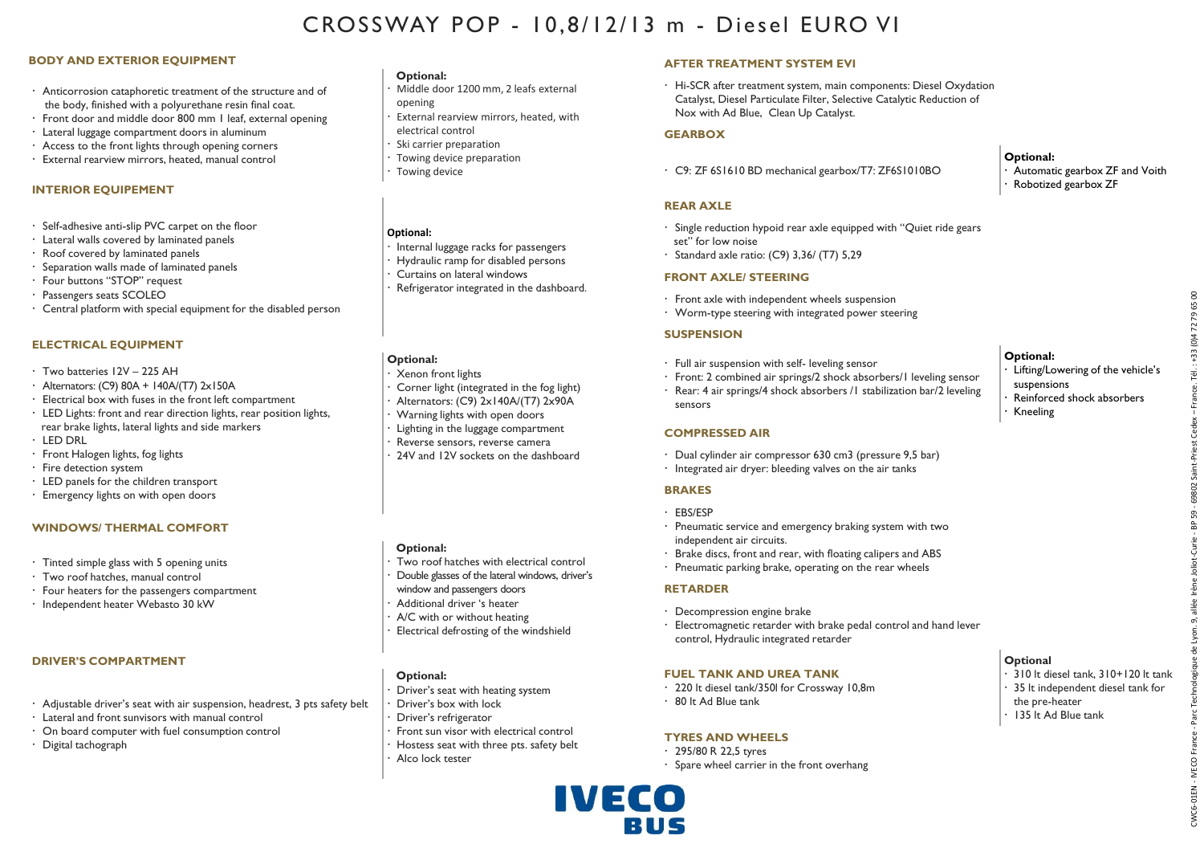# CROSSWAY POP - 10,8/12/13 m - Diesel EURO VI

## BODY AND EXTERIOR EQUIPMENT

- Anticorrosion cataphoretic treatment of the structure and of the body, finished with a polyurethane resin final coat.
- Front door and middle door 800 mm 1 leaf, external opening
- Lateral luggage compartment doors in aluminum
- Access to the front lights through opening corners
- External rearview mirrors, heated, manual control

**Optional:**

- Middle door 1200 mm, 2 leafs external opening
- External rearview mirrors, heated, with electrical control
- Ski carrier preparation
- Towing device preparation
- Towing device

## INTERIOR EQUIPEMENT

- Self-adhesive anti-slip PVC carpet on the floor
- Lateral walls covered by laminated panels
- Roof covered by laminated panels
- Separation walls made of laminated panels
- Four buttons "STOP" request
- Passengers seats SCOLEO
- Central platform with special equipment for the disabled person

**Optional:**

- Internal luggage racks for passengers
- Hydraulic ramp for disabled persons
- Curtains on lateral windows
- Refrigerator integrated in the dashboard.

## ELECTRICAL EQUIPMENT

- Two batteries 12V – 225 AH
- Alternators: (C9) 80A + 140A/(T7) 2x150A
- Electrical box with fuses in the front left compartment
- LED Lights: front and rear direction lights, rear position lights, rear brake lights, lateral lights and side markers
- LED DRL
- Front Halogen lights, fog lights
- Fire detection system
- LED panels for the children transport
- Emergency lights on with open doors

**Optional:**

- Xenon front lights
- Corner light (integrated in the fog light)
- Alternators: (C9) 2x140A/(T7) 2x90A
- Warning lights with open doors
- Lighting in the luggage compartment
- Reverse sensors, reverse camera
- 24V and 12V sockets on the dashboard

## WINDOWS/ THERMAL COMFORT

- Tinted simple glass with 5 opening units
- Two roof hatches, manual control
- Four heaters for the passengers compartment
- Independent heater Webasto 30 kW

**Optional:**

- Two roof hatches with electrical control
- Double glasses of the lateral windows, driver's window and passengers doors
- Additional driver 's heater
- A/C with or without heating
- Electrical defrosting of the windshield

## DRIVER'S COMPARTMENT

- Adjustable driver's seat with air suspension, headrest, 3 pts safety belt
- Lateral and front sunvisors with manual control
- On board computer with fuel consumption control
- Digital tachograph

**Optional:**

- Driver's seat with heating system
- Driver's box with lock
- Driver's refrigerator
- Front sun visor with electrical control
- Hostess seat with three pts. safety belt
- Alco lock tester

## AFTER TREATMENT SYSTEM EVI

- Hi-SCR after treatment system, main components: Diesel Oxydation Catalyst, Diesel Particulate Filter, Selective Catalytic Reduction of Nox with Ad Blue, Clean Up Catalyst.

## GEARBOX

- C9: ZF 6S1610 BD mechanical gearbox/T7: ZF6S1010BO

**Optional:**

- Automatic gearbox ZF and Voith
- Robotized gearbox ZF

## REAR AXLE

- Single reduction hypoid rear axle equipped with "Quiet ride gears set" for low noise
- Standard axle ratio: (C9) 3,36/ (T7) 5,29

## FRONT AXLE/ STEERING

- Front axle with independent wheels suspension
- Worm-type steering with integrated power steering

## SUSPENSION

- Full air suspension with self- leveling sensor
- Front: 2 combined air springs/2 shock absorbers/1 leveling sensor
- Rear: 4 air springs/4 shock absorbers /1 stabilization bar/2 leveling sensors

**Optional:**

- Lifting/Lowering of the vehicle's suspensions
- Reinforced shock absorbers
- Kneeling

## COMPRESSED AIR

- Dual cylinder air compressor 630 cm3 (pressure 9,5 bar)
- Integrated air dryer: bleeding valves on the air tanks

## BRAKES

- EBS/ESP
- Pneumatic service and emergency braking system with two independent air circuits.
- Brake discs, front and rear, with floating calipers and ABS
- Pneumatic parking brake, operating on the rear wheels

## RETARDER

- Decompression engine brake
- Electromagnetic retarder with brake pedal control and hand lever control, Hydraulic integrated retarder

## FUEL TANK AND UREA TANK

- 220 lt diesel tank/350l for Crossway 10,8m
- 80 lt Ad Blue tank

**Optional**

- 310 lt diesel tank, 310+120 lt tank
- 35 lt independent diesel tank for the pre-heater
- 135 lt Ad Blue tank

## TYRES AND WHEELS

- 295/80 R 22,5 tyres
- Spare wheel carrier in the front overhang

IVECO BUS

CWC6-01EN - IVECO France - Parc Technologique de Lyon, 9, allée Irène Joliot-Curie - BP 59 - 69802 Saint-Priest Cedex – France. Tél. : +33 (0)4 72 79 65 00